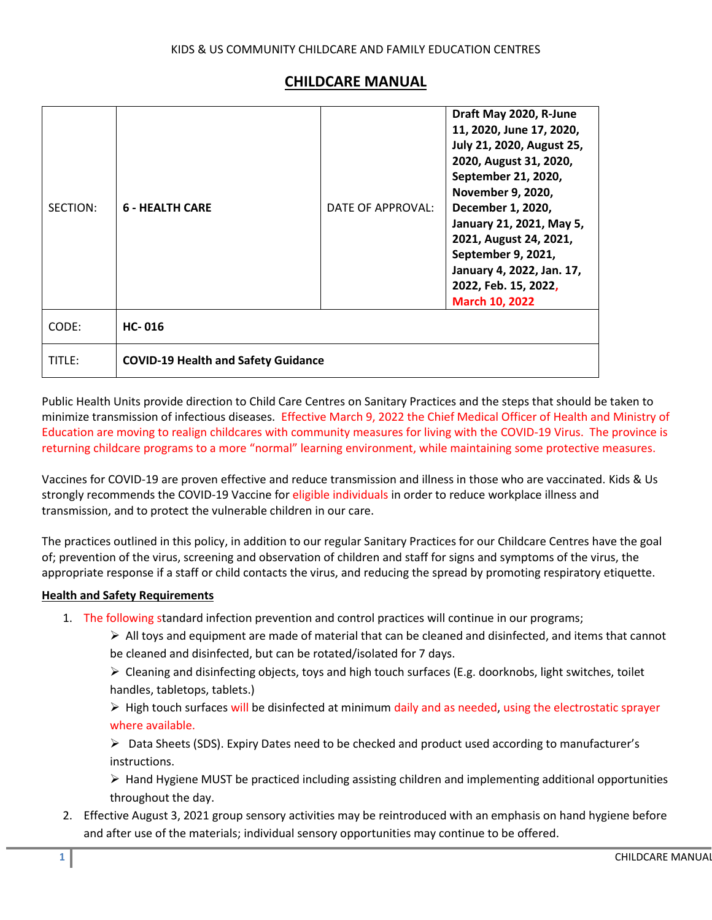KIDS & US COMMUNITY CHILDCARE AND FAMILY EDUCATION CENTRES

# CHILDCARE MANUAL

| SECTION: | **6 - HEALTH CARE** | DATE OF APPROVAL: | **Draft May 2020, R-June 11, 2020, June 17, 2020, July 21, 2020, August 25, 2020, August 31, 2020, September 21, 2020, November 9, 2020, December 1, 2020, January 21, 2021, May 5, 2021, August 24, 2021, September 9, 2021, January 4, 2022, Jan. 17, 2022, Feb. 15, 2022, March 10, 2022** |
|---|---|---|---|
| CODE: | **HC- 016** | | |
| TITLE: | **COVID-19 Health and Safety Guidance** | | |

Public Health Units provide direction to Child Care Centres on Sanitary Practices and the steps that should be taken to minimize transmission of infectious diseases. Effective March 9, 2022 the Chief Medical Officer of Health and Ministry of Education are moving to realign childcares with community measures for living with the COVID-19 Virus. The province is returning childcare programs to a more "normal" learning environment, while maintaining some protective measures.

Vaccines for COVID-19 are proven effective and reduce transmission and illness in those who are vaccinated. Kids & Us strongly recommends the COVID-19 Vaccine for eligible individuals in order to reduce workplace illness and transmission, and to protect the vulnerable children in our care.

The practices outlined in this policy, in addition to our regular Sanitary Practices for our Childcare Centres have the goal of; prevention of the virus, screening and observation of children and staff for signs and symptoms of the virus, the appropriate response if a staff or child contacts the virus, and reducing the spread by promoting respiratory etiquette.

**Health and Safety Requirements**

1. The following standard infection prevention and control practices will continue in our programs;
   - All toys and equipment are made of material that can be cleaned and disinfected, and items that cannot be cleaned and disinfected, but can be rotated/isolated for 7 days.
   - Cleaning and disinfecting objects, toys and high touch surfaces (E.g. doorknobs, light switches, toilet handles, tabletops, tablets.)
   - High touch surfaces will be disinfected at minimum daily and as needed, using the electrostatic sprayer where available.
   - Data Sheets (SDS). Expiry Dates need to be checked and product used according to manufacturer's instructions.
   - Hand Hygiene MUST be practiced including assisting children and implementing additional opportunities throughout the day.
2. Effective August 3, 2021 group sensory activities may be reintroduced with an emphasis on hand hygiene before and after use of the materials; individual sensory opportunities may continue to be offered.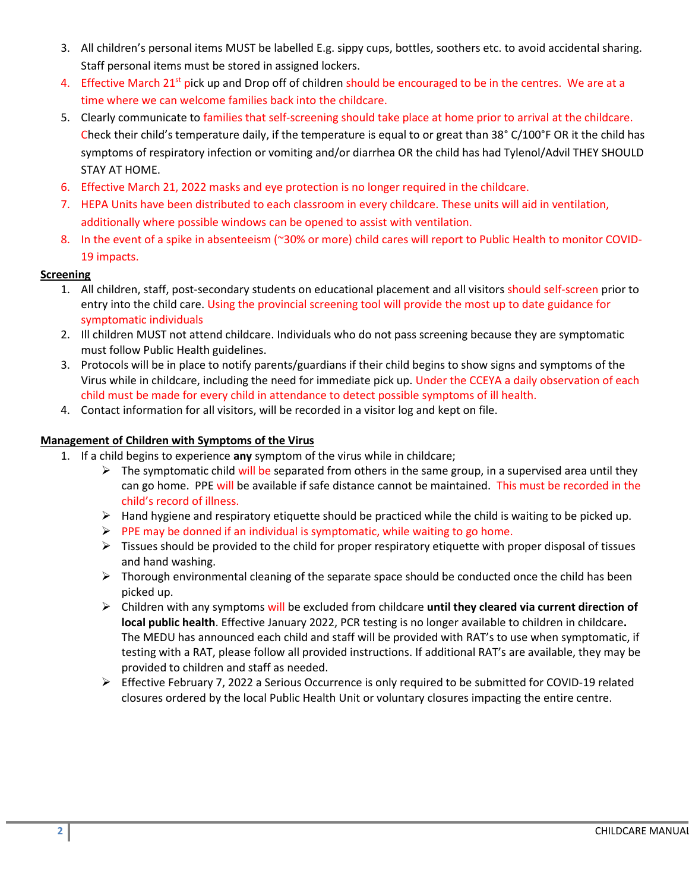3. All children's personal items MUST be labelled E.g. sippy cups, bottles, soothers etc. to avoid accidental sharing. Staff personal items must be stored in assigned lockers.
4. Effective March 21st pick up and Drop off of children should be encouraged to be in the centres. We are at a time where we can welcome families back into the childcare.
5. Clearly communicate to families that self-screening should take place at home prior to arrival at the childcare. Check their child's temperature daily, if the temperature is equal to or great than 38° C/100°F OR it the child has symptoms of respiratory infection or vomiting and/or diarrhea OR the child has had Tylenol/Advil THEY SHOULD STAY AT HOME.
6. Effective March 21, 2022 masks and eye protection is no longer required in the childcare.
7. HEPA Units have been distributed to each classroom in every childcare. These units will aid in ventilation, additionally where possible windows can be opened to assist with ventilation.
8. In the event of a spike in absenteeism (~30% or more) child cares will report to Public Health to monitor COVID-19 impacts.

**Screening**

1. All children, staff, post-secondary students on educational placement and all visitors should self-screen prior to entry into the child care. Using the provincial screening tool will provide the most up to date guidance for symptomatic individuals
2. Ill children MUST not attend childcare. Individuals who do not pass screening because they are symptomatic must follow Public Health guidelines.
3. Protocols will be in place to notify parents/guardians if their child begins to show signs and symptoms of the Virus while in childcare, including the need for immediate pick up. Under the CCEYA a daily observation of each child must be made for every child in attendance to detect possible symptoms of ill health.
4. Contact information for all visitors, will be recorded in a visitor log and kept on file.

**Management of Children with Symptoms of the Virus**

1. If a child begins to experience **any** symptom of the virus while in childcare;
   - The symptomatic child will be separated from others in the same group, in a supervised area until they can go home. PPE will be available if safe distance cannot be maintained. This must be recorded in the child's record of illness.
   - Hand hygiene and respiratory etiquette should be practiced while the child is waiting to be picked up.
   - PPE may be donned if an individual is symptomatic, while waiting to go home.
   - Tissues should be provided to the child for proper respiratory etiquette with proper disposal of tissues and hand washing.
   - Thorough environmental cleaning of the separate space should be conducted once the child has been picked up.
   - Children with any symptoms will be excluded from childcare **until they cleared via current direction of local public health**. Effective January 2022, PCR testing is no longer available to children in childcare**.** The MEDU has announced each child and staff will be provided with RAT's to use when symptomatic, if testing with a RAT, please follow all provided instructions. If additional RAT's are available, they may be provided to children and staff as needed.
   - Effective February 7, 2022 a Serious Occurrence is only required to be submitted for COVID-19 related closures ordered by the local Public Health Unit or voluntary closures impacting the entire centre.